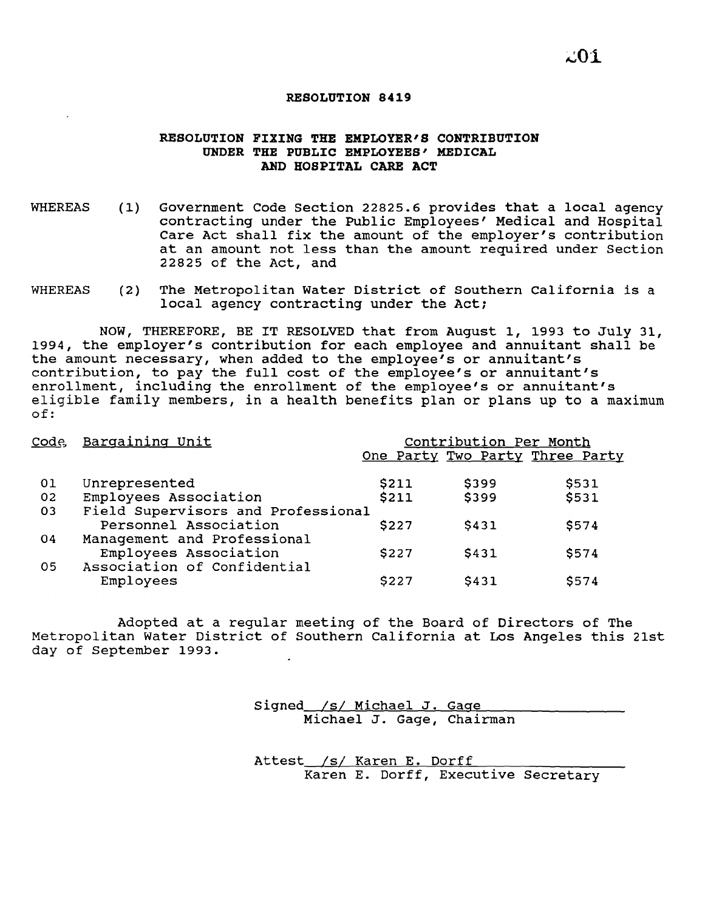# RESOLUTION 8419

## RESOLUTION FIXING THE EMPLOYER'S CONTRIBUTION UNDER THE PUBLIC EMPLOYEES' MEDICAL AND HOSPITAL CARE ACT

WHEREAS (1) Government Code Section 22825.6 provides that a local agency contracting under the Public Employees' Medical and Hospital Care Act shall fix the amount of the employer's contribution at an amount not less than the amount required under Section 22825 of the Act, and

WHEREAS (2) The Metropolitan Water District of Southern California is a local agency contracting under the Act;

NOW, THEREFORE, BE IT RESOLVED that from August 1, 1993 to July 31, 1994, the employer's contribution for each employee and annuitant shall be the amount necessary, when added to the employee's or annuitant's contribution, to pay the full cost of the employee's or annuitant's enrollment, including the enrollment of the employee's or annuitant's eligible family members, in a health benefits plan or plans up to a maximum of:

| Code | Bargaining Unit | Contribution Per Month | | |
|---|---|---|---|---|
| | | One Party | Two Party | Three Party |
| 01 | Unrepresented | $211 | $399 | $531 |
| 02 | Employees Association | $211 | $399 | $531 |
| 03 | Field Supervisors and Professional Personnel Association | $227 | $431 | $574 |
| 04 | Management and Professional Employees Association | $227 | $431 | $574 |
| 05 | Association of Confidential Employees | $227 | $431 | $574 |

Adopted at a regular meeting of the Board of Directors of The Metropolitan Water District of Southern California at Los Angeles this 21st day of September 1993.

Signed /s/ Michael J. Gage
Michael J. Gage, Chairman

Attest /s/ Karen E. Dorff
Karen E. Dorff, Executive Secretary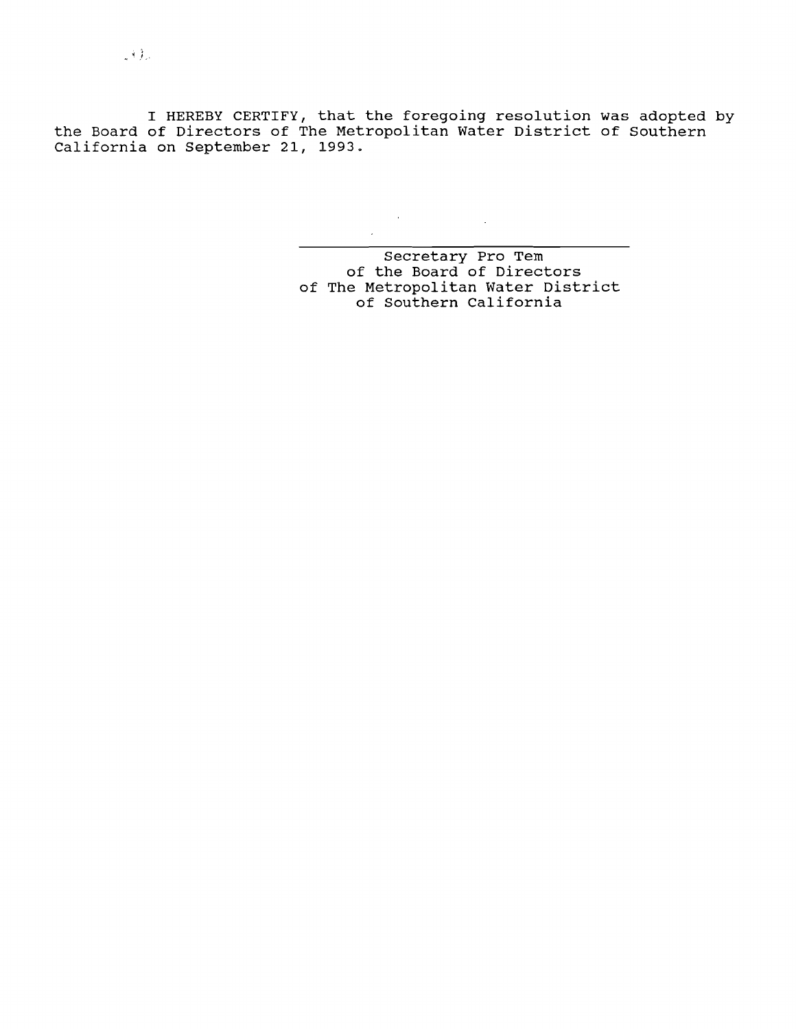I HEREBY CERTIFY, that the foregoing resolution was adopted by the Board of Directors of The Metropolitan Water District of Southern California on September 21, 1993.

\_\_\_\_\_\_\_\_\_\_\_\_\_\_\_\_\_\_\_\_\_\_\_\_\_\_\_\_\_\_\_\_

Secretary Pro Tem
of the Board of Directors
of The Metropolitan Water District
of Southern California